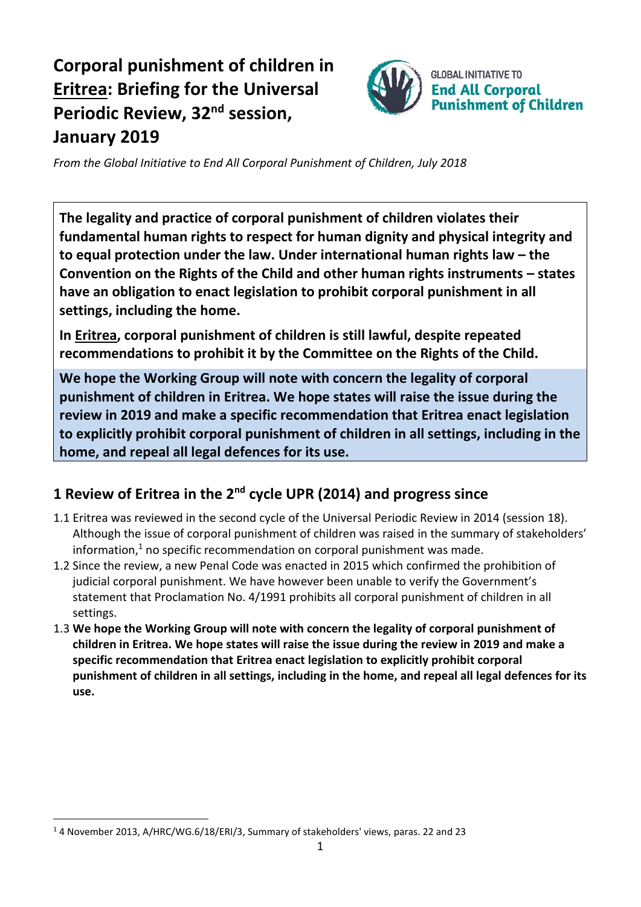# Corporal punishment of children in Eritrea: Briefing for the Universal Periodic Review, 32nd session, January 2019

GLOBAL INITIATIVE TO **End All Corporal Punishment of Children**

*From the Global Initiative to End All Corporal Punishment of Children, July 2018*

**The legality and practice of corporal punishment of children violates their fundamental human rights to respect for human dignity and physical integrity and to equal protection under the law. Under international human rights law – the Convention on the Rights of the Child and other human rights instruments – states have an obligation to enact legislation to prohibit corporal punishment in all settings, including the home.**

**In Eritrea, corporal punishment of children is still lawful, despite repeated recommendations to prohibit it by the Committee on the Rights of the Child.**

**We hope the Working Group will note with concern the legality of corporal punishment of children in Eritrea. We hope states will raise the issue during the review in 2019 and make a specific recommendation that Eritrea enact legislation to explicitly prohibit corporal punishment of children in all settings, including in the home, and repeal all legal defences for its use.**

## 1 Review of Eritrea in the 2nd cycle UPR (2014) and progress since

1.1 Eritrea was reviewed in the second cycle of the Universal Periodic Review in 2014 (session 18). Although the issue of corporal punishment of children was raised in the summary of stakeholders' information,[1] no specific recommendation on corporal punishment was made.

1.2 Since the review, a new Penal Code was enacted in 2015 which confirmed the prohibition of judicial corporal punishment. We have however been unable to verify the Government's statement that Proclamation No. 4/1991 prohibits all corporal punishment of children in all settings.

1.3 **We hope the Working Group will note with concern the legality of corporal punishment of children in Eritrea. We hope states will raise the issue during the review in 2019 and make a specific recommendation that Eritrea enact legislation to explicitly prohibit corporal punishment of children in all settings, including in the home, and repeal all legal defences for its use.**

[1] 4 November 2013, A/HRC/WG.6/18/ERI/3, Summary of stakeholders' views, paras. 22 and 23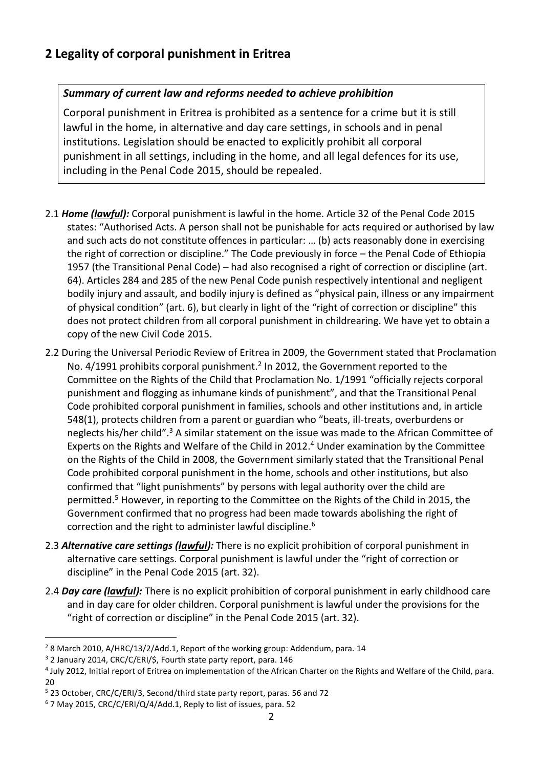## 2 Legality of corporal punishment in Eritrea

> ***Summary of current law and reforms needed to achieve prohibition***
>
> Corporal punishment in Eritrea is prohibited as a sentence for a crime but it is still lawful in the home, in alternative and day care settings, in schools and in penal institutions. Legislation should be enacted to explicitly prohibit all corporal punishment in all settings, including in the home, and all legal defences for its use, including in the Penal Code 2015, should be repealed.

2.1 ***Home (lawful):*** Corporal punishment is lawful in the home. Article 32 of the Penal Code 2015 states: "Authorised Acts. A person shall not be punishable for acts required or authorised by law and such acts do not constitute offences in particular: … (b) acts reasonably done in exercising the right of correction or discipline." The Code previously in force – the Penal Code of Ethiopia 1957 (the Transitional Penal Code) – had also recognised a right of correction or discipline (art. 64). Articles 284 and 285 of the new Penal Code punish respectively intentional and negligent bodily injury and assault, and bodily injury is defined as "physical pain, illness or any impairment of physical condition" (art. 6), but clearly in light of the "right of correction or discipline" this does not protect children from all corporal punishment in childrearing. We have yet to obtain a copy of the new Civil Code 2015.

2.2 During the Universal Periodic Review of Eritrea in 2009, the Government stated that Proclamation No. 4/1991 prohibits corporal punishment.[2] In 2012, the Government reported to the Committee on the Rights of the Child that Proclamation No. 1/1991 "officially rejects corporal punishment and flogging as inhumane kinds of punishment", and that the Transitional Penal Code prohibited corporal punishment in families, schools and other institutions and, in article 548(1), protects children from a parent or guardian who "beats, ill-treats, overburdens or neglects his/her child".[3] A similar statement on the issue was made to the African Committee of Experts on the Rights and Welfare of the Child in 2012.[4] Under examination by the Committee on the Rights of the Child in 2008, the Government similarly stated that the Transitional Penal Code prohibited corporal punishment in the home, schools and other institutions, but also confirmed that "light punishments" by persons with legal authority over the child are permitted.[5] However, in reporting to the Committee on the Rights of the Child in 2015, the Government confirmed that no progress had been made towards abolishing the right of correction and the right to administer lawful discipline.[6]

2.3 ***Alternative care settings (lawful):*** There is no explicit prohibition of corporal punishment in alternative care settings. Corporal punishment is lawful under the "right of correction or discipline" in the Penal Code 2015 (art. 32).

2.4 ***Day care (lawful):*** There is no explicit prohibition of corporal punishment in early childhood care and in day care for older children. Corporal punishment is lawful under the provisions for the "right of correction or discipline" in the Penal Code 2015 (art. 32).

---

[2] 8 March 2010, A/HRC/13/2/Add.1, Report of the working group: Addendum, para. 14

[3] 2 January 2014, CRC/C/ERI/$, Fourth state party report, para. 146

[4] July 2012, Initial report of Eritrea on implementation of the African Charter on the Rights and Welfare of the Child, para. 20

[5] 23 October, CRC/C/ERI/3, Second/third state party report, paras. 56 and 72

[6] 7 May 2015, CRC/C/ERI/Q/4/Add.1, Reply to list of issues, para. 52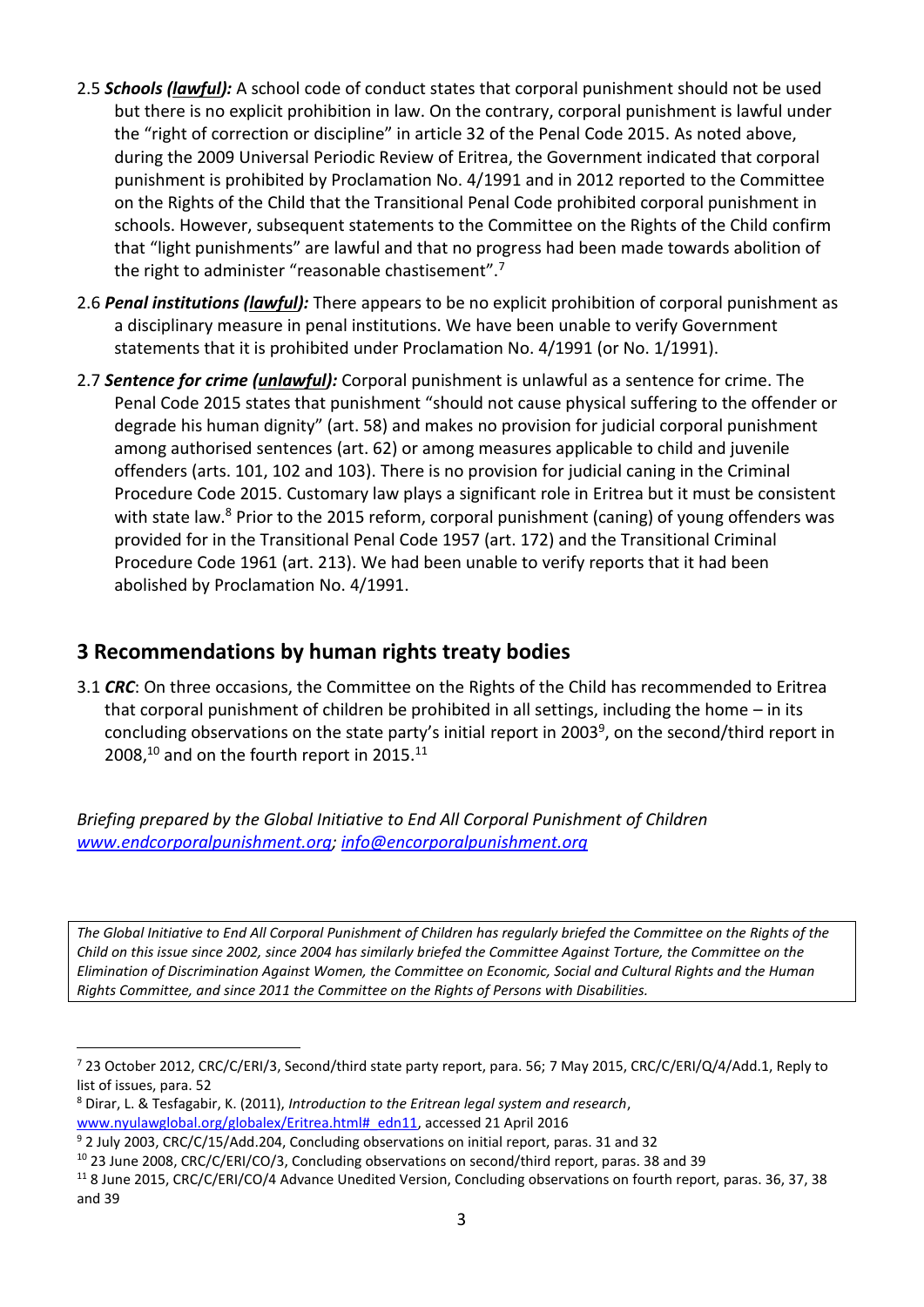2.5 ***Schools (lawful):*** A school code of conduct states that corporal punishment should not be used but there is no explicit prohibition in law. On the contrary, corporal punishment is lawful under the "right of correction or discipline" in article 32 of the Penal Code 2015. As noted above, during the 2009 Universal Periodic Review of Eritrea, the Government indicated that corporal punishment is prohibited by Proclamation No. 4/1991 and in 2012 reported to the Committee on the Rights of the Child that the Transitional Penal Code prohibited corporal punishment in schools. However, subsequent statements to the Committee on the Rights of the Child confirm that "light punishments" are lawful and that no progress had been made towards abolition of the right to administer "reasonable chastisement".[7]

2.6 ***Penal institutions (lawful):*** There appears to be no explicit prohibition of corporal punishment as a disciplinary measure in penal institutions. We have been unable to verify Government statements that it is prohibited under Proclamation No. 4/1991 (or No. 1/1991).

2.7 ***Sentence for crime (unlawful):*** Corporal punishment is unlawful as a sentence for crime. The Penal Code 2015 states that punishment "should not cause physical suffering to the offender or degrade his human dignity" (art. 58) and makes no provision for judicial corporal punishment among authorised sentences (art. 62) or among measures applicable to child and juvenile offenders (arts. 101, 102 and 103). There is no provision for judicial caning in the Criminal Procedure Code 2015. Customary law plays a significant role in Eritrea but it must be consistent with state law.[8] Prior to the 2015 reform, corporal punishment (caning) of young offenders was provided for in the Transitional Penal Code 1957 (art. 172) and the Transitional Criminal Procedure Code 1961 (art. 213). We had been unable to verify reports that it had been abolished by Proclamation No. 4/1991.

## 3 Recommendations by human rights treaty bodies

3.1 ***CRC***: On three occasions, the Committee on the Rights of the Child has recommended to Eritrea that corporal punishment of children be prohibited in all settings, including the home – in its concluding observations on the state party's initial report in 2003[9], on the second/third report in 2008,[10] and on the fourth report in 2015.[11]

*Briefing prepared by the Global Initiative to End All Corporal Punishment of Children*
*www.endcorporalpunishment.org; info@encorporalpunishment.org*

*The Global Initiative to End All Corporal Punishment of Children has regularly briefed the Committee on the Rights of the Child on this issue since 2002, since 2004 has similarly briefed the Committee Against Torture, the Committee on the Elimination of Discrimination Against Women, the Committee on Economic, Social and Cultural Rights and the Human Rights Committee, and since 2011 the Committee on the Rights of Persons with Disabilities.*

---

[7] 23 October 2012, CRC/C/ERI/3, Second/third state party report, para. 56; 7 May 2015, CRC/C/ERI/Q/4/Add.1, Reply to list of issues, para. 52

[8] Dirar, L. & Tesfagabir, K. (2011), *Introduction to the Eritrean legal system and research*, www.nyulawglobal.org/globalex/Eritrea.html#_edn11, accessed 21 April 2016

[9] 2 July 2003, CRC/C/15/Add.204, Concluding observations on initial report, paras. 31 and 32

[10] 23 June 2008, CRC/C/ERI/CO/3, Concluding observations on second/third report, paras. 38 and 39

[11] 8 June 2015, CRC/C/ERI/CO/4 Advance Unedited Version, Concluding observations on fourth report, paras. 36, 37, 38 and 39